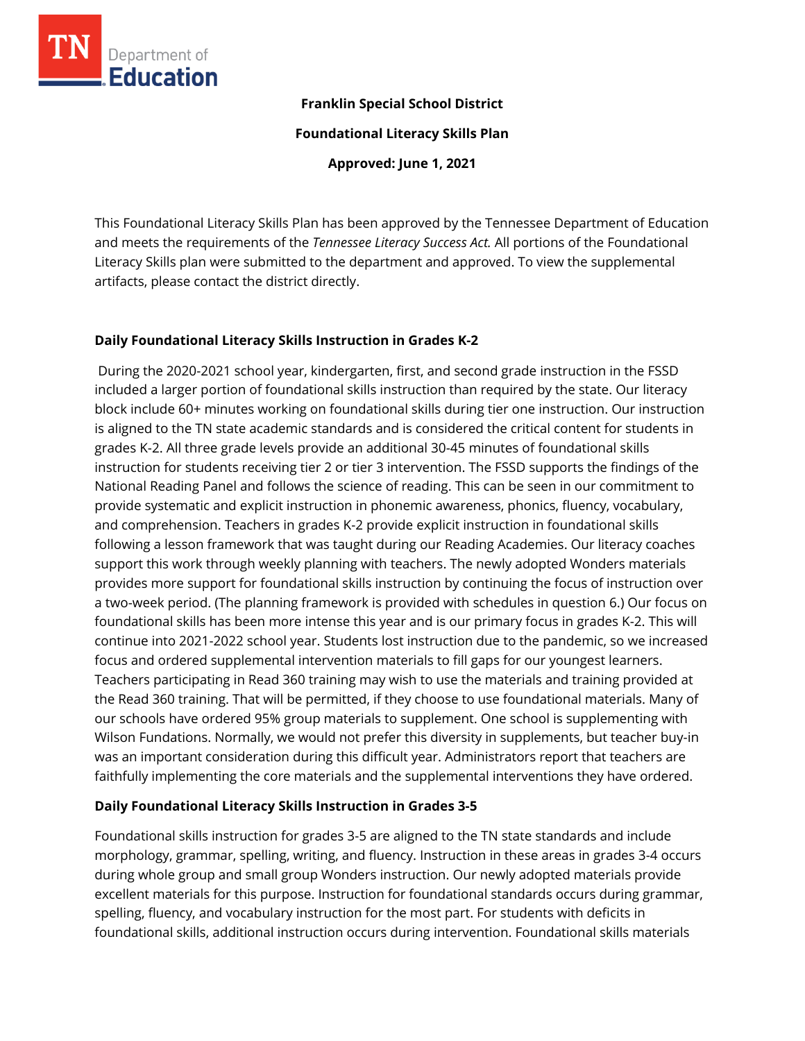**Franklin Special School District**

**Foundational Literacy Skills Plan**

**Approved: June 1, 2021**

This Foundational Literacy Skills Plan has been approved by the Tennessee Department of Education and meets the requirements of the *Tennessee Literacy Success Act.* All portions of the Foundational Literacy Skills plan were submitted to the department and approved. To view the supplemental artifacts, please contact the district directly.

## Daily Foundational Literacy Skills Instruction in Grades K-2

During the 2020-2021 school year, kindergarten, first, and second grade instruction in the FSSD included a larger portion of foundational skills instruction than required by the state. Our literacy block include 60+ minutes working on foundational skills during tier one instruction. Our instruction is aligned to the TN state academic standards and is considered the critical content for students in grades K-2. All three grade levels provide an additional 30-45 minutes of foundational skills instruction for students receiving tier 2 or tier 3 intervention. The FSSD supports the findings of the National Reading Panel and follows the science of reading. This can be seen in our commitment to provide systematic and explicit instruction in phonemic awareness, phonics, fluency, vocabulary, and comprehension. Teachers in grades K-2 provide explicit instruction in foundational skills following a lesson framework that was taught during our Reading Academies. Our literacy coaches support this work through weekly planning with teachers. The newly adopted Wonders materials provides more support for foundational skills instruction by continuing the focus of instruction over a two-week period. (The planning framework is provided with schedules in question 6.) Our focus on foundational skills has been more intense this year and is our primary focus in grades K-2. This will continue into 2021-2022 school year. Students lost instruction due to the pandemic, so we increased focus and ordered supplemental intervention materials to fill gaps for our youngest learners. Teachers participating in Read 360 training may wish to use the materials and training provided at the Read 360 training. That will be permitted, if they choose to use foundational materials. Many of our schools have ordered 95% group materials to supplement. One school is supplementing with Wilson Fundations. Normally, we would not prefer this diversity in supplements, but teacher buy-in was an important consideration during this difficult year. Administrators report that teachers are faithfully implementing the core materials and the supplemental interventions they have ordered.

## Daily Foundational Literacy Skills Instruction in Grades 3-5

Foundational skills instruction for grades 3-5 are aligned to the TN state standards and include morphology, grammar, spelling, writing, and fluency. Instruction in these areas in grades 3-4 occurs during whole group and small group Wonders instruction. Our newly adopted materials provide excellent materials for this purpose. Instruction for foundational standards occurs during grammar, spelling, fluency, and vocabulary instruction for the most part. For students with deficits in foundational skills, additional instruction occurs during intervention. Foundational skills materials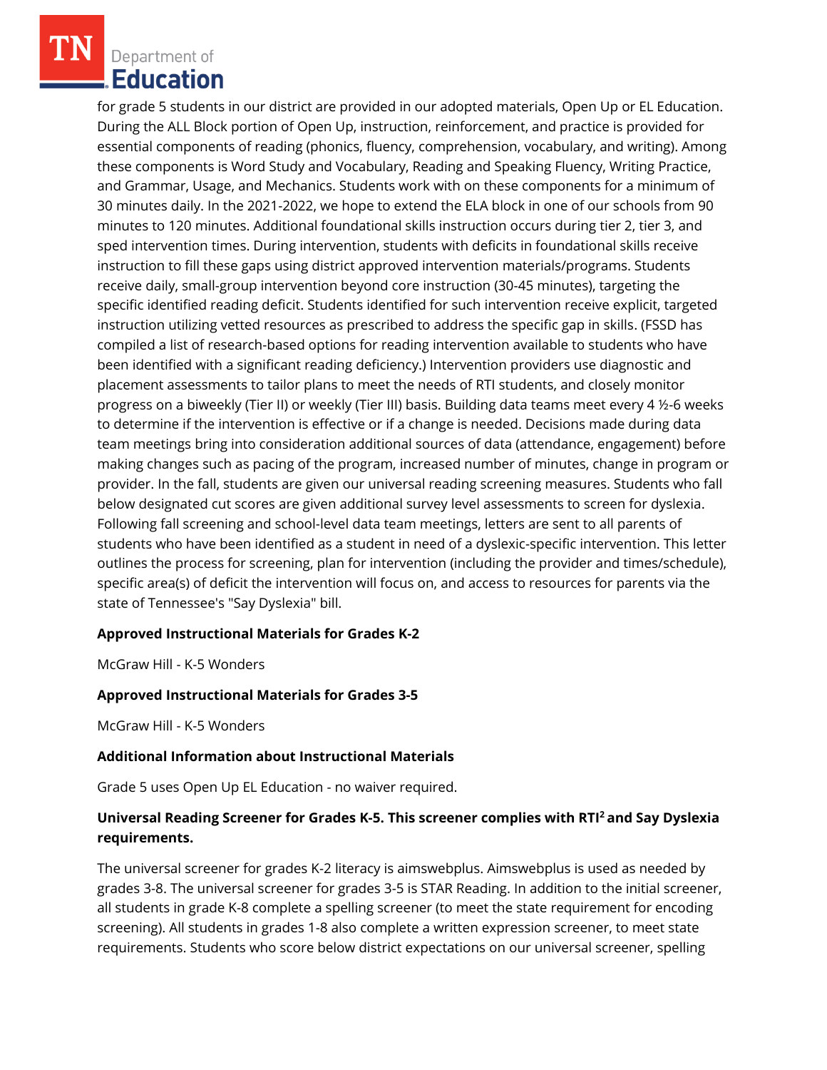for grade 5 students in our district are provided in our adopted materials, Open Up or EL Education. During the ALL Block portion of Open Up, instruction, reinforcement, and practice is provided for essential components of reading (phonics, fluency, comprehension, vocabulary, and writing). Among these components is Word Study and Vocabulary, Reading and Speaking Fluency, Writing Practice, and Grammar, Usage, and Mechanics. Students work with on these components for a minimum of 30 minutes daily. In the 2021-2022, we hope to extend the ELA block in one of our schools from 90 minutes to 120 minutes. Additional foundational skills instruction occurs during tier 2, tier 3, and sped intervention times. During intervention, students with deficits in foundational skills receive instruction to fill these gaps using district approved intervention materials/programs. Students receive daily, small-group intervention beyond core instruction (30-45 minutes), targeting the specific identified reading deficit. Students identified for such intervention receive explicit, targeted instruction utilizing vetted resources as prescribed to address the specific gap in skills. (FSSD has compiled a list of research-based options for reading intervention available to students who have been identified with a significant reading deficiency.) Intervention providers use diagnostic and placement assessments to tailor plans to meet the needs of RTI students, and closely monitor progress on a biweekly (Tier II) or weekly (Tier III) basis. Building data teams meet every 4 ½-6 weeks to determine if the intervention is effective or if a change is needed. Decisions made during data team meetings bring into consideration additional sources of data (attendance, engagement) before making changes such as pacing of the program, increased number of minutes, change in program or provider. In the fall, students are given our universal reading screening measures. Students who fall below designated cut scores are given additional survey level assessments to screen for dyslexia. Following fall screening and school-level data team meetings, letters are sent to all parents of students who have been identified as a student in need of a dyslexic-specific intervention. This letter outlines the process for screening, plan for intervention (including the provider and times/schedule), specific area(s) of deficit the intervention will focus on, and access to resources for parents via the state of Tennessee's "Say Dyslexia" bill.

**Approved Instructional Materials for Grades K-2**

McGraw Hill - K-5 Wonders

**Approved Instructional Materials for Grades 3-5**

McGraw Hill - K-5 Wonders

**Additional Information about Instructional Materials**

Grade 5 uses Open Up EL Education - no waiver required.

**Universal Reading Screener for Grades K-5. This screener complies with RTI² and Say Dyslexia requirements.**

The universal screener for grades K-2 literacy is aimswebplus. Aimswebplus is used as needed by grades 3-8. The universal screener for grades 3-5 is STAR Reading. In addition to the initial screener, all students in grade K-8 complete a spelling screener (to meet the state requirement for encoding screening). All students in grades 1-8 also complete a written expression screener, to meet state requirements. Students who score below district expectations on our universal screener, spelling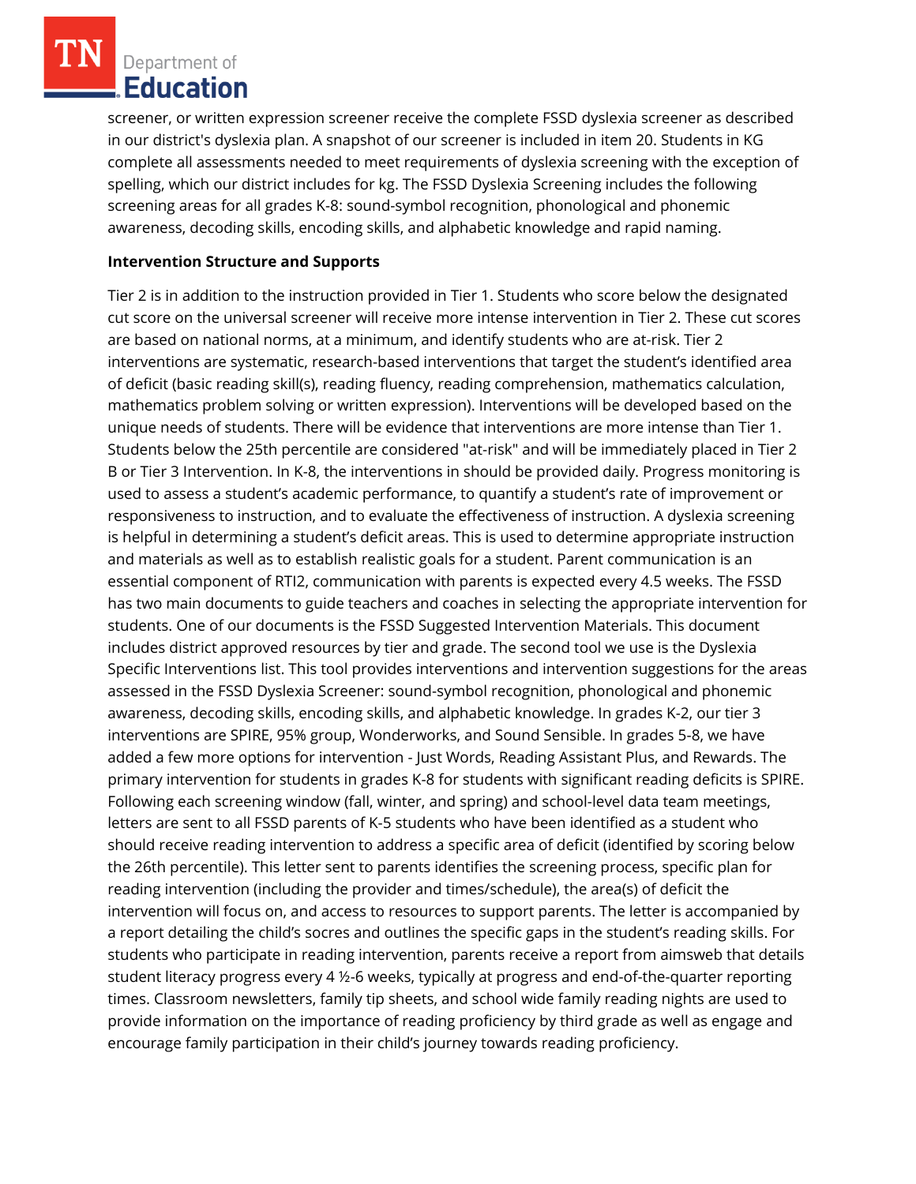screener, or written expression screener receive the complete FSSD dyslexia screener as described in our district's dyslexia plan. A snapshot of our screener is included in item 20. Students in KG complete all assessments needed to meet requirements of dyslexia screening with the exception of spelling, which our district includes for kg. The FSSD Dyslexia Screening includes the following screening areas for all grades K-8: sound-symbol recognition, phonological and phonemic awareness, decoding skills, encoding skills, and alphabetic knowledge and rapid naming.

**Intervention Structure and Supports**

Tier 2 is in addition to the instruction provided in Tier 1. Students who score below the designated cut score on the universal screener will receive more intense intervention in Tier 2. These cut scores are based on national norms, at a minimum, and identify students who are at-risk. Tier 2 interventions are systematic, research-based interventions that target the student's identified area of deficit (basic reading skill(s), reading fluency, reading comprehension, mathematics calculation, mathematics problem solving or written expression). Interventions will be developed based on the unique needs of students. There will be evidence that interventions are more intense than Tier 1. Students below the 25th percentile are considered "at-risk" and will be immediately placed in Tier 2 B or Tier 3 Intervention. In K-8, the interventions in should be provided daily. Progress monitoring is used to assess a student's academic performance, to quantify a student's rate of improvement or responsiveness to instruction, and to evaluate the effectiveness of instruction. A dyslexia screening is helpful in determining a student's deficit areas. This is used to determine appropriate instruction and materials as well as to establish realistic goals for a student. Parent communication is an essential component of RTI2, communication with parents is expected every 4.5 weeks. The FSSD has two main documents to guide teachers and coaches in selecting the appropriate intervention for students. One of our documents is the FSSD Suggested Intervention Materials. This document includes district approved resources by tier and grade. The second tool we use is the Dyslexia Specific Interventions list. This tool provides interventions and intervention suggestions for the areas assessed in the FSSD Dyslexia Screener: sound-symbol recognition, phonological and phonemic awareness, decoding skills, encoding skills, and alphabetic knowledge. In grades K-2, our tier 3 interventions are SPIRE, 95% group, Wonderworks, and Sound Sensible. In grades 5-8, we have added a few more options for intervention - Just Words, Reading Assistant Plus, and Rewards. The primary intervention for students in grades K-8 for students with significant reading deficits is SPIRE. Following each screening window (fall, winter, and spring) and school-level data team meetings, letters are sent to all FSSD parents of K-5 students who have been identified as a student who should receive reading intervention to address a specific area of deficit (identified by scoring below the 26th percentile). This letter sent to parents identifies the screening process, specific plan for reading intervention (including the provider and times/schedule), the area(s) of deficit the intervention will focus on, and access to resources to support parents. The letter is accompanied by a report detailing the child's socres and outlines the specific gaps in the student's reading skills. For students who participate in reading intervention, parents receive a report from aimsweb that details student literacy progress every 4 ½-6 weeks, typically at progress and end-of-the-quarter reporting times. Classroom newsletters, family tip sheets, and school wide family reading nights are used to provide information on the importance of reading proficiency by third grade as well as engage and encourage family participation in their child's journey towards reading proficiency.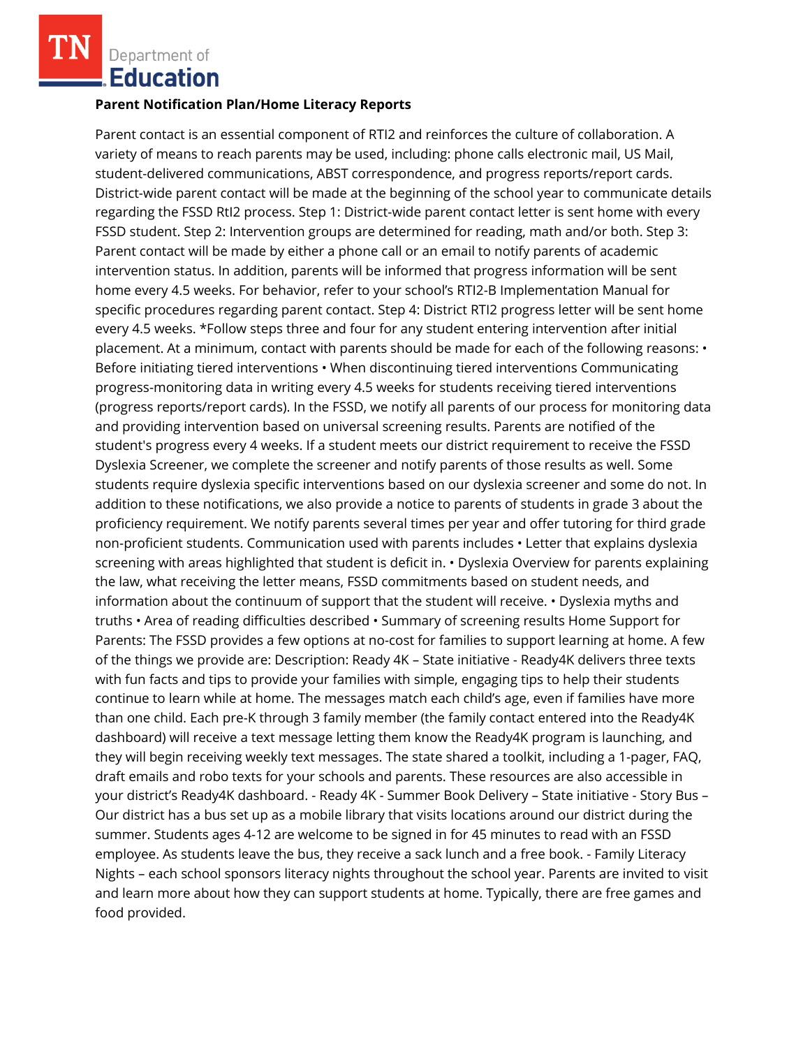**Parent Notification Plan/Home Literacy Reports**

Parent contact is an essential component of RTI2 and reinforces the culture of collaboration. A variety of means to reach parents may be used, including: phone calls electronic mail, US Mail, student-delivered communications, ABST correspondence, and progress reports/report cards. District-wide parent contact will be made at the beginning of the school year to communicate details regarding the FSSD RtI2 process. Step 1: District-wide parent contact letter is sent home with every FSSD student. Step 2: Intervention groups are determined for reading, math and/or both. Step 3: Parent contact will be made by either a phone call or an email to notify parents of academic intervention status. In addition, parents will be informed that progress information will be sent home every 4.5 weeks. For behavior, refer to your school's RTI2-B Implementation Manual for specific procedures regarding parent contact. Step 4: District RTI2 progress letter will be sent home every 4.5 weeks. *Follow steps three and four for any student entering intervention after initial placement. At a minimum, contact with parents should be made for each of the following reasons: • Before initiating tiered interventions • When discontinuing tiered interventions Communicating progress-monitoring data in writing every 4.5 weeks for students receiving tiered interventions (progress reports/report cards). In the FSSD, we notify all parents of our process for monitoring data and providing intervention based on universal screening results. Parents are notified of the student's progress every 4 weeks. If a student meets our district requirement to receive the FSSD Dyslexia Screener, we complete the screener and notify parents of those results as well. Some students require dyslexia specific interventions based on our dyslexia screener and some do not. In addition to these notifications, we also provide a notice to parents of students in grade 3 about the proficiency requirement. We notify parents several times per year and offer tutoring for third grade non-proficient students. Communication used with parents includes • Letter that explains dyslexia screening with areas highlighted that student is deficit in. • Dyslexia Overview for parents explaining the law, what receiving the letter means, FSSD commitments based on student needs, and information about the continuum of support that the student will receive. • Dyslexia myths and truths • Area of reading difficulties described • Summary of screening results Home Support for Parents: The FSSD provides a few options at no-cost for families to support learning at home. A few of the things we provide are: Description: Ready 4K – State initiative - Ready4K delivers three texts with fun facts and tips to provide your families with simple, engaging tips to help their students continue to learn while at home. The messages match each child's age, even if families have more than one child. Each pre-K through 3 family member (the family contact entered into the Ready4K dashboard) will receive a text message letting them know the Ready4K program is launching, and they will begin receiving weekly text messages. The state shared a toolkit, including a 1-pager, FAQ, draft emails and robo texts for your schools and parents. These resources are also accessible in your district's Ready4K dashboard. - Ready 4K - Summer Book Delivery – State initiative - Story Bus – Our district has a bus set up as a mobile library that visits locations around our district during the summer. Students ages 4-12 are welcome to be signed in for 45 minutes to read with an FSSD employee. As students leave the bus, they receive a sack lunch and a free book. - Family Literacy Nights – each school sponsors literacy nights throughout the school year. Parents are invited to visit and learn more about how they can support students at home. Typically, there are free games and food provided.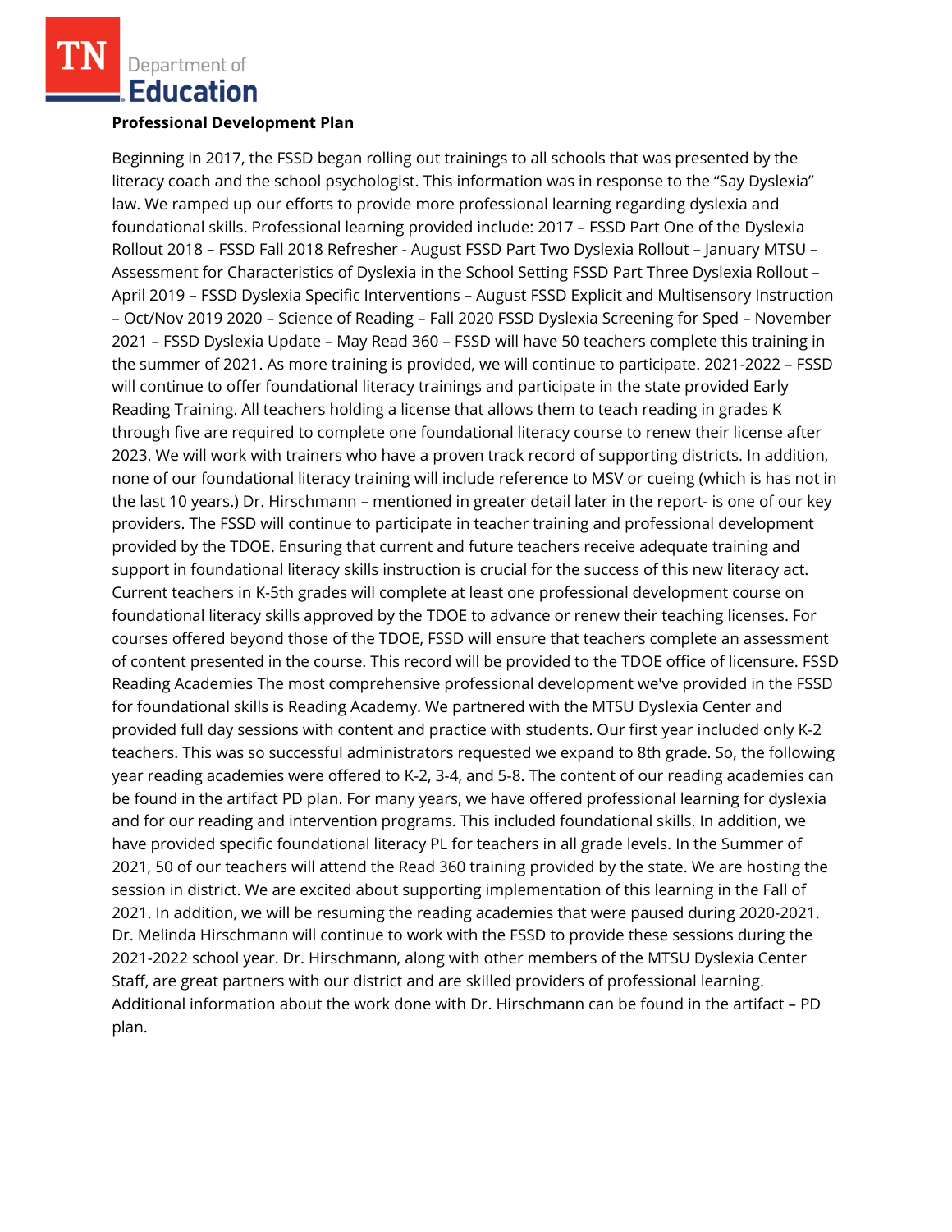**Professional Development Plan**

Beginning in 2017, the FSSD began rolling out trainings to all schools that was presented by the literacy coach and the school psychologist. This information was in response to the "Say Dyslexia" law. We ramped up our efforts to provide more professional learning regarding dyslexia and foundational skills. Professional learning provided include: 2017 – FSSD Part One of the Dyslexia Rollout 2018 – FSSD Fall 2018 Refresher - August FSSD Part Two Dyslexia Rollout – January MTSU – Assessment for Characteristics of Dyslexia in the School Setting FSSD Part Three Dyslexia Rollout – April 2019 – FSSD Dyslexia Specific Interventions – August FSSD Explicit and Multisensory Instruction – Oct/Nov 2019 2020 – Science of Reading – Fall 2020 FSSD Dyslexia Screening for Sped – November 2021 – FSSD Dyslexia Update – May Read 360 – FSSD will have 50 teachers complete this training in the summer of 2021. As more training is provided, we will continue to participate. 2021-2022 – FSSD will continue to offer foundational literacy trainings and participate in the state provided Early Reading Training. All teachers holding a license that allows them to teach reading in grades K through five are required to complete one foundational literacy course to renew their license after 2023. We will work with trainers who have a proven track record of supporting districts. In addition, none of our foundational literacy training will include reference to MSV or cueing (which is has not in the last 10 years.) Dr. Hirschmann – mentioned in greater detail later in the report- is one of our key providers. The FSSD will continue to participate in teacher training and professional development provided by the TDOE. Ensuring that current and future teachers receive adequate training and support in foundational literacy skills instruction is crucial for the success of this new literacy act. Current teachers in K-5th grades will complete at least one professional development course on foundational literacy skills approved by the TDOE to advance or renew their teaching licenses. For courses offered beyond those of the TDOE, FSSD will ensure that teachers complete an assessment of content presented in the course. This record will be provided to the TDOE office of licensure. FSSD Reading Academies The most comprehensive professional development we've provided in the FSSD for foundational skills is Reading Academy. We partnered with the MTSU Dyslexia Center and provided full day sessions with content and practice with students. Our first year included only K-2 teachers. This was so successful administrators requested we expand to 8th grade. So, the following year reading academies were offered to K-2, 3-4, and 5-8. The content of our reading academies can be found in the artifact PD plan. For many years, we have offered professional learning for dyslexia and for our reading and intervention programs. This included foundational skills. In addition, we have provided specific foundational literacy PL for teachers in all grade levels. In the Summer of 2021, 50 of our teachers will attend the Read 360 training provided by the state. We are hosting the session in district. We are excited about supporting implementation of this learning in the Fall of 2021. In addition, we will be resuming the reading academies that were paused during 2020-2021. Dr. Melinda Hirschmann will continue to work with the FSSD to provide these sessions during the 2021-2022 school year. Dr. Hirschmann, along with other members of the MTSU Dyslexia Center Staff, are great partners with our district and are skilled providers of professional learning. Additional information about the work done with Dr. Hirschmann can be found in the artifact – PD plan.